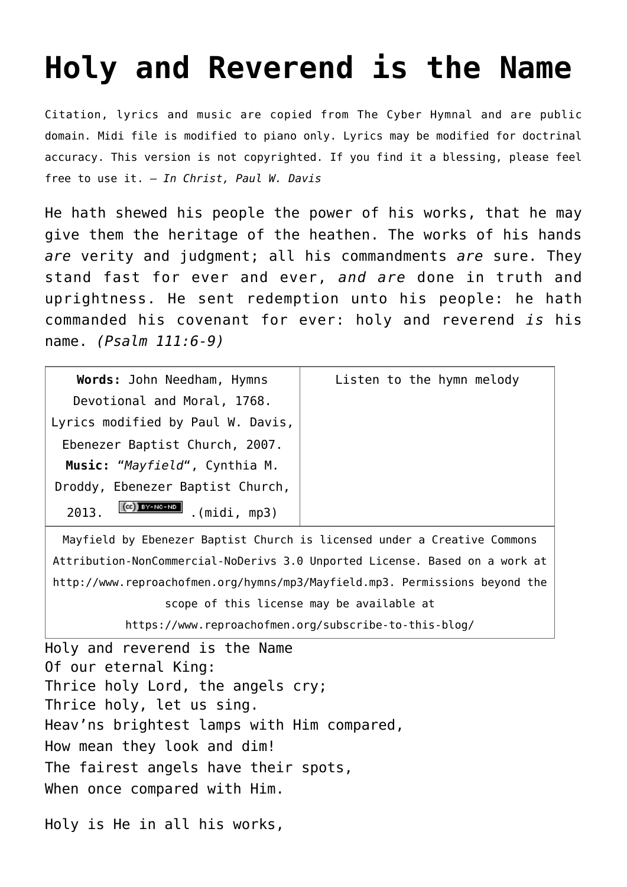# Holy and Reverend is the Name

Citation, lyrics and music are copied from The Cyber Hymnal and are public domain. Midi file is modified to piano only. Lyrics may be modified for doctrinal accuracy. This version is not copyrighted. If you find it a blessing, please feel free to use it. – *In Christ, Paul W. Davis*

He hath shewed his people the power of his works, that he may give them the heritage of the heathen. The works of his hands *are* verity and judgment; all his commandments *are* sure. They stand fast for ever and ever, *and are* done in truth and uprightness. He sent redemption unto his people: he hath commanded his covenant for ever: holy and reverend *is* his name. *(Psalm 111:6-9)*

| **Words:** John Needham, Hymns Devotional and Moral, 1768. Lyrics modified by Paul W. Davis, Ebenezer Baptist Church, 2007. **Music:** "*Mayfield*", Cynthia M. Droddy, Ebenezer Baptist Church, 2013. .(midi, mp3) | Listen to the hymn melody |
| --- | --- |
| Mayfield by Ebenezer Baptist Church is licensed under a Creative Commons Attribution-NonCommercial-NoDerivs 3.0 Unported License. Based on a work at http://www.reproachofmen.org/hymns/mp3/Mayfield.mp3. Permissions beyond the scope of this license may be available at https://www.reproachofmen.org/subscribe-to-this-blog/ | |

Holy and reverend is the Name
Of our eternal King:
Thrice holy Lord, the angels cry;
Thrice holy, let us sing.
Heav'ns brightest lamps with Him compared,
How mean they look and dim!
The fairest angels have their spots,
When once compared with Him.

Holy is He in all his works,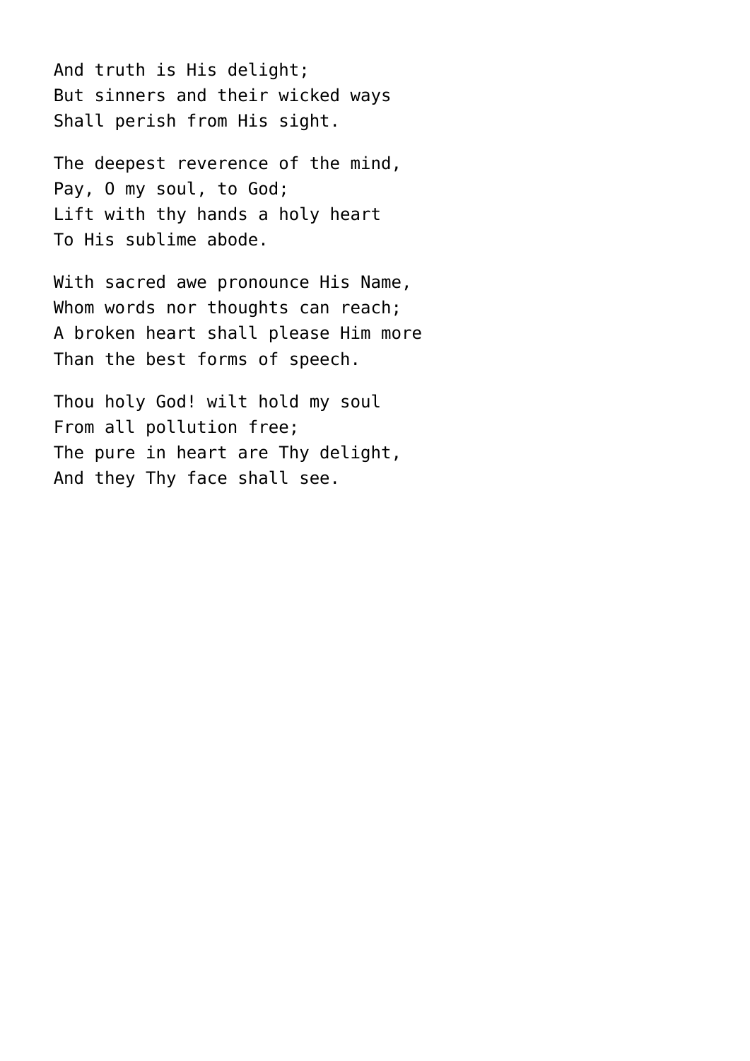And truth is His delight;
But sinners and their wicked ways
Shall perish from His sight.

The deepest reverence of the mind,
Pay, O my soul, to God;
Lift with thy hands a holy heart
To His sublime abode.

With sacred awe pronounce His Name,
Whom words nor thoughts can reach;
A broken heart shall please Him more
Than the best forms of speech.

Thou holy God! wilt hold my soul
From all pollution free;
The pure in heart are Thy delight,
And they Thy face shall see.